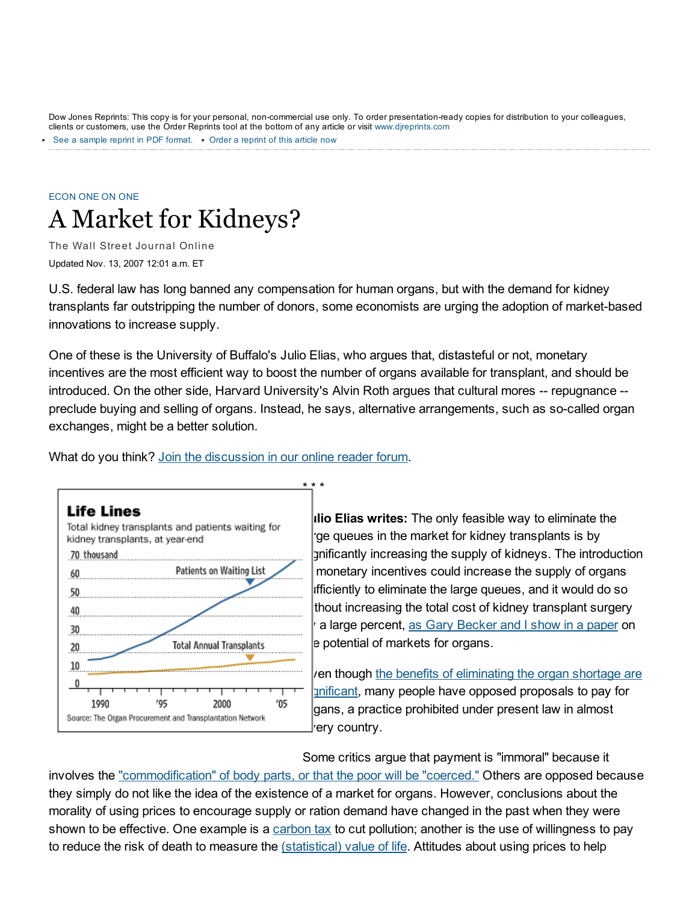Dow Jones Reprints: This copy is for your personal, non-commercial use only. To order presentation-ready copies for distribution to your colleagues, clients or customers, use the Order Reprints tool at the bottom of any article or visit www.djreprints.com

- See a sample reprint in PDF format.
- Order a reprint of this article now

ECON ONE ON ONE

# A Market for Kidneys?

The Wall Street Journal Online

Updated Nov. 13, 2007 12:01 a.m. ET

U.S. federal law has long banned any compensation for human organs, but with the demand for kidney transplants far outstripping the number of donors, some economists are urging the adoption of market-based innovations to increase supply.

One of these is the University of Buffalo's Julio Elias, who argues that, distasteful or not, monetary incentives are the most efficient way to boost the number of organs available for transplant, and should be introduced. On the other side, Harvard University's Alvin Roth argues that cultural mores -- repugnance -- preclude buying and selling of organs. Instead, he says, alternative arrangements, such as so-called organ exchanges, might be a better solution.

What do you think? Join the discussion in our online reader forum.

\* \* \*

**Life Lines**

Total kidney transplants and patients waiting for kidney transplants, at year-end

70 thousand
60
50
40
30
20
10
0

1990 '95 2000 '05

Patients on Waiting List

Total Annual Transplants

Source: The Organ Procurement and Transplantation Network

**Julio Elias writes:** The only feasible way to eliminate the large queues in the market for kidney transplants is by significantly increasing the supply of kidneys. The introduction of monetary incentives could increase the supply of organs sufficiently to eliminate the large queues, and it would do so without increasing the total cost of kidney transplant surgery by a large percent, as Gary Becker and I show in a paper on the potential of markets for organs.

Even though the benefits of eliminating the organ shortage are significant, many people have opposed proposals to pay for organs, a practice prohibited under present law in almost every country.

Some critics argue that payment is "immoral" because it involves the "commodification" of body parts, or that the poor will be "coerced." Others are opposed because they simply do not like the idea of the existence of a market for organs. However, conclusions about the morality of using prices to encourage supply or ration demand have changed in the past when they were shown to be effective. One example is a carbon tax to cut pollution; another is the use of willingness to pay to reduce the risk of death to measure the (statistical) value of life. Attitudes about using prices to help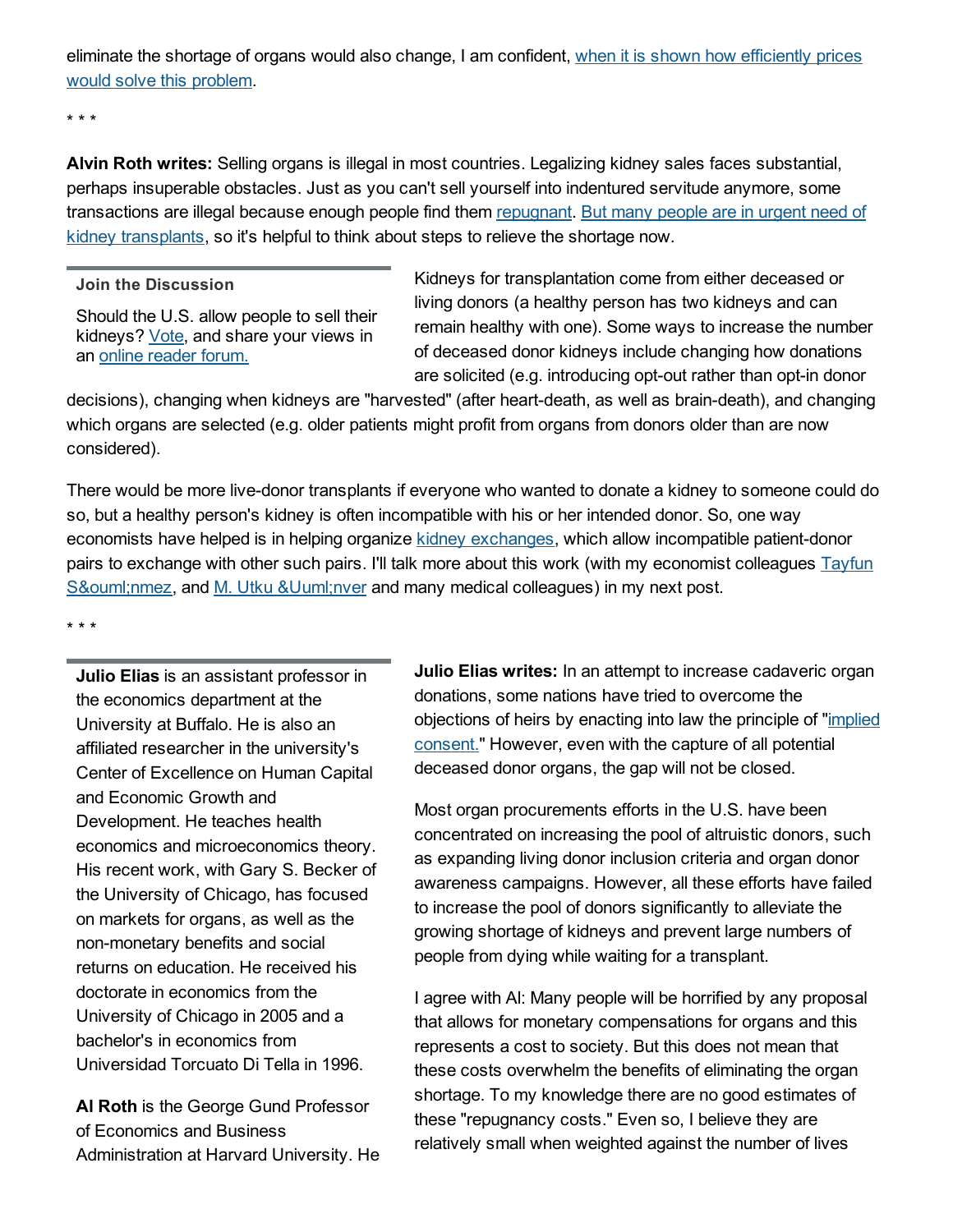eliminate the shortage of organs would also change, I am confident, when it is shown how efficiently prices would solve this problem.

* * *

**Alvin Roth writes:** Selling organs is illegal in most countries. Legalizing kidney sales faces substantial, perhaps insuperable obstacles. Just as you can't sell yourself into indentured servitude anymore, some transactions are illegal because enough people find them repugnant. But many people are in urgent need of kidney transplants, so it's helpful to think about steps to relieve the shortage now.

**Join the Discussion**

Should the U.S. allow people to sell their kidneys? Vote, and share your views in an online reader forum.

Kidneys for transplantation come from either deceased or living donors (a healthy person has two kidneys and can remain healthy with one). Some ways to increase the number of deceased donor kidneys include changing how donations are solicited (e.g. introducing opt-out rather than opt-in donor decisions), changing when kidneys are "harvested" (after heart-death, as well as brain-death), and changing which organs are selected (e.g. older patients might profit from organs from donors older than are now considered).

There would be more live-donor transplants if everyone who wanted to donate a kidney to someone could do so, but a healthy person's kidney is often incompatible with his or her intended donor. So, one way economists have helped is in helping organize kidney exchanges, which allow incompatible patient-donor pairs to exchange with other such pairs. I'll talk more about this work (with my economist colleagues Tayfun S&ouml;nmez, and M. Utku &Uuml;nver and many medical colleagues) in my next post.

* * *

**Julio Elias writes:** In an attempt to increase cadaveric organ donations, some nations have tried to overcome the objections of heirs by enacting into law the principle of "implied consent." However, even with the capture of all potential deceased donor organs, the gap will not be closed.

Most organ procurements efforts in the U.S. have been concentrated on increasing the pool of altruistic donors, such as expanding living donor inclusion criteria and organ donor awareness campaigns. However, all these efforts have failed to increase the pool of donors significantly to alleviate the growing shortage of kidneys and prevent large numbers of people from dying while waiting for a transplant.

I agree with Al: Many people will be horrified by any proposal that allows for monetary compensations for organs and this represents a cost to society. But this does not mean that these costs overwhelm the benefits of eliminating the organ shortage. To my knowledge there are no good estimates of these "repugnancy costs." Even so, I believe they are relatively small when weighted against the number of lives

**Julio Elias** is an assistant professor in the economics department at the University at Buffalo. He is also an affiliated researcher in the university's Center of Excellence on Human Capital and Economic Growth and Development. He teaches health economics and microeconomics theory. His recent work, with Gary S. Becker of the University of Chicago, has focused on markets for organs, as well as the non-monetary benefits and social returns on education. He received his doctorate in economics from the University of Chicago in 2005 and a bachelor's in economics from Universidad Torcuato Di Tella in 1996.

**Al Roth** is the George Gund Professor of Economics and Business Administration at Harvard University. He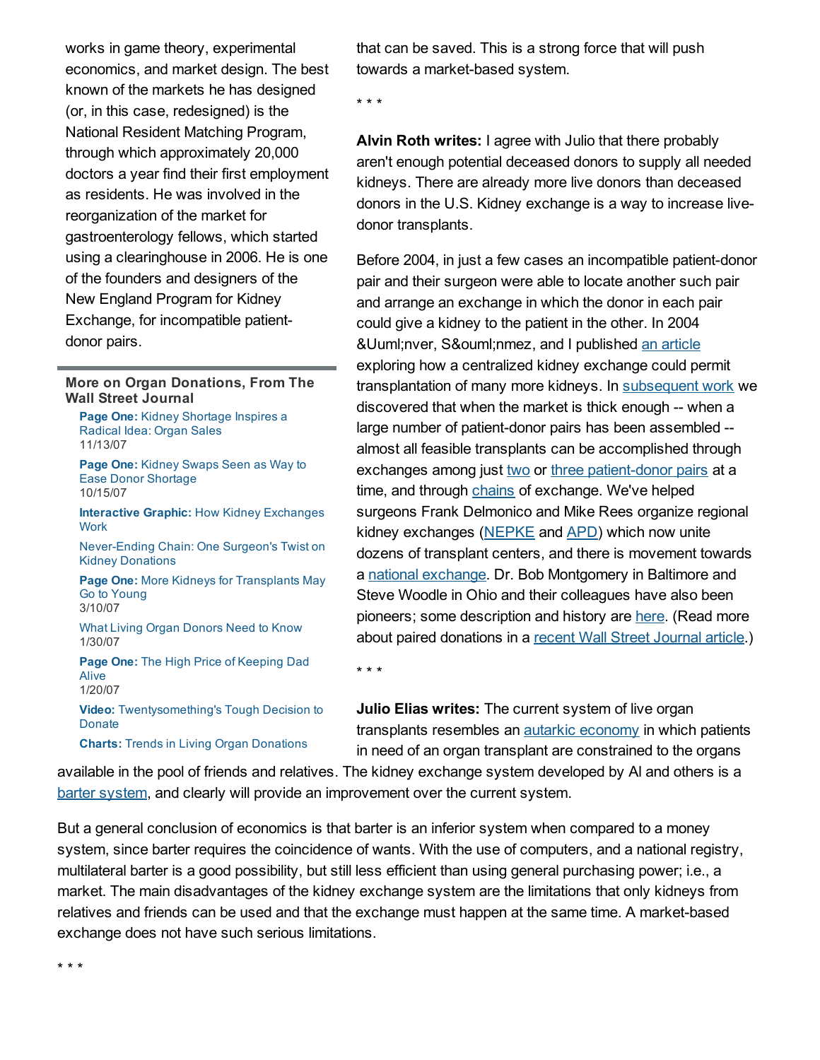works in game theory, experimental economics, and market design. The best known of the markets he has designed (or, in this case, redesigned) is the National Resident Matching Program, through which approximately 20,000 doctors a year find their first employment as residents. He was involved in the reorganization of the market for gastroenterology fellows, which started using a clearinghouse in 2006. He is one of the founders and designers of the New England Program for Kidney Exchange, for incompatible patient-donor pairs.

**More on Organ Donations, From The Wall Street Journal**

- **Page One:** Kidney Shortage Inspires a Radical Idea: Organ Sales 11/13/07
- **Page One:** Kidney Swaps Seen as Way to Ease Donor Shortage 10/15/07
- **Interactive Graphic:** How Kidney Exchanges Work
- Never-Ending Chain: One Surgeon's Twist on Kidney Donations
- **Page One:** More Kidneys for Transplants May Go to Young 3/10/07
- What Living Organ Donors Need to Know 1/30/07
- **Page One:** The High Price of Keeping Dad Alive 1/20/07
- **Video:** Twentysomething's Tough Decision to Donate
- **Charts:** Trends in Living Organ Donations

that can be saved. This is a strong force that will push towards a market-based system.

* * *

**Alvin Roth writes:** I agree with Julio that there probably aren't enough potential deceased donors to supply all needed kidneys. There are already more live donors than deceased donors in the U.S. Kidney exchange is a way to increase live-donor transplants.

Before 2004, in just a few cases an incompatible patient-donor pair and their surgeon were able to locate another such pair and arrange an exchange in which the donor in each pair could give a kidney to the patient in the other. In 2004 &Uuml;nver, S&ouml;nmez, and I published an article exploring how a centralized kidney exchange could permit transplantation of many more kidneys. In subsequent work we discovered that when the market is thick enough -- when a large number of patient-donor pairs has been assembled -- almost all feasible transplants can be accomplished through exchanges among just two or three patient-donor pairs at a time, and through chains of exchange. We've helped surgeons Frank Delmonico and Mike Rees organize regional kidney exchanges (NEPKE and APD) which now unite dozens of transplant centers, and there is movement towards a national exchange. Dr. Bob Montgomery in Baltimore and Steve Woodle in Ohio and their colleagues have also been pioneers; some description and history are here. (Read more about paired donations in a recent Wall Street Journal article.)

* * *

**Julio Elias writes:** The current system of live organ transplants resembles an autarkic economy in which patients in need of an organ transplant are constrained to the organs available in the pool of friends and relatives. The kidney exchange system developed by Al and others is a barter system, and clearly will provide an improvement over the current system.

But a general conclusion of economics is that barter is an inferior system when compared to a money system, since barter requires the coincidence of wants. With the use of computers, and a national registry, multilateral barter is a good possibility, but still less efficient than using general purchasing power; i.e., a market. The main disadvantages of the kidney exchange system are the limitations that only kidneys from relatives and friends can be used and that the exchange must happen at the same time. A market-based exchange does not have such serious limitations.

* * *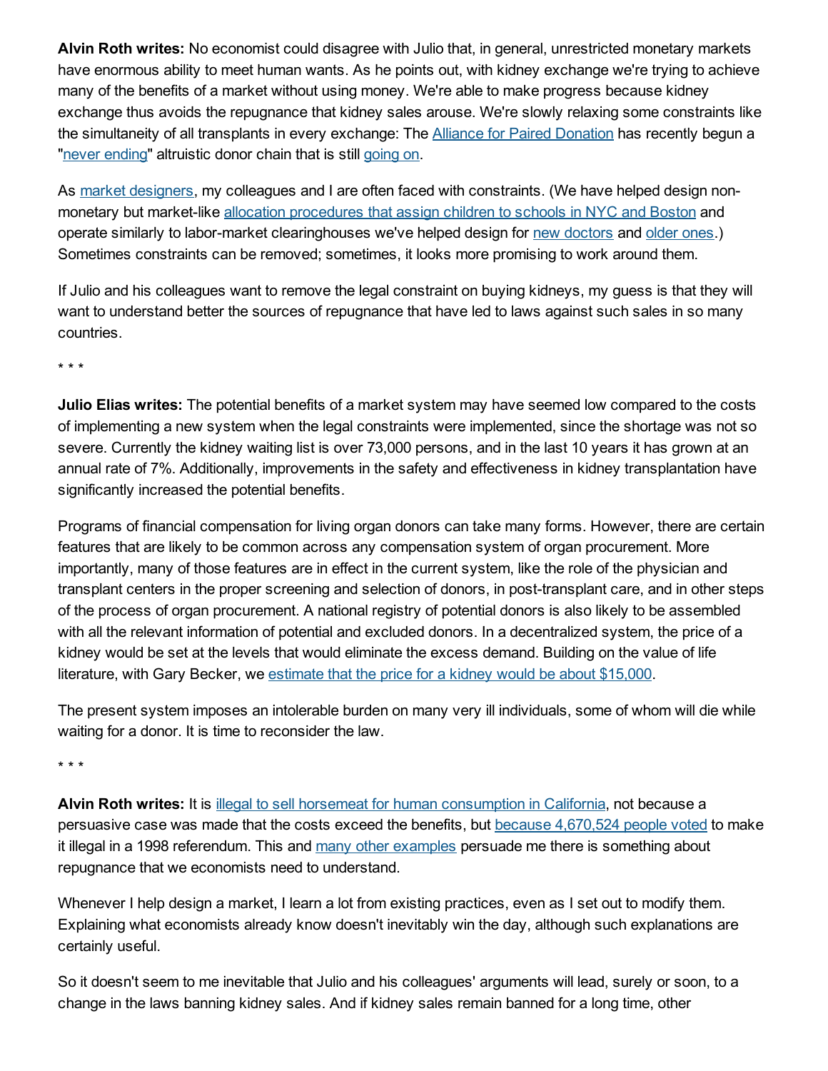**Alvin Roth writes:** No economist could disagree with Julio that, in general, unrestricted monetary markets have enormous ability to meet human wants. As he points out, with kidney exchange we're trying to achieve many of the benefits of a market without using money. We're able to make progress because kidney exchange thus avoids the repugnance that kidney sales arouse. We're slowly relaxing some constraints like the simultaneity of all transplants in every exchange: The Alliance for Paired Donation has recently begun a "never ending" altruistic donor chain that is still going on.

As market designers, my colleagues and I are often faced with constraints. (We have helped design non-monetary but market-like allocation procedures that assign children to schools in NYC and Boston and operate similarly to labor-market clearinghouses we've helped design for new doctors and older ones.) Sometimes constraints can be removed; sometimes, it looks more promising to work around them.

If Julio and his colleagues want to remove the legal constraint on buying kidneys, my guess is that they will want to understand better the sources of repugnance that have led to laws against such sales in so many countries.

* * *

**Julio Elias writes:** The potential benefits of a market system may have seemed low compared to the costs of implementing a new system when the legal constraints were implemented, since the shortage was not so severe. Currently the kidney waiting list is over 73,000 persons, and in the last 10 years it has grown at an annual rate of 7%. Additionally, improvements in the safety and effectiveness in kidney transplantation have significantly increased the potential benefits.

Programs of financial compensation for living organ donors can take many forms. However, there are certain features that are likely to be common across any compensation system of organ procurement. More importantly, many of those features are in effect in the current system, like the role of the physician and transplant centers in the proper screening and selection of donors, in post-transplant care, and in other steps of the process of organ procurement. A national registry of potential donors is also likely to be assembled with all the relevant information of potential and excluded donors. In a decentralized system, the price of a kidney would be set at the levels that would eliminate the excess demand. Building on the value of life literature, with Gary Becker, we estimate that the price for a kidney would be about $15,000.

The present system imposes an intolerable burden on many very ill individuals, some of whom will die while waiting for a donor. It is time to reconsider the law.

* * *

**Alvin Roth writes:** It is illegal to sell horsemeat for human consumption in California, not because a persuasive case was made that the costs exceed the benefits, but because 4,670,524 people voted to make it illegal in a 1998 referendum. This and many other examples persuade me there is something about repugnance that we economists need to understand.

Whenever I help design a market, I learn a lot from existing practices, even as I set out to modify them. Explaining what economists already know doesn't inevitably win the day, although such explanations are certainly useful.

So it doesn't seem to me inevitable that Julio and his colleagues' arguments will lead, surely or soon, to a change in the laws banning kidney sales. And if kidney sales remain banned for a long time, other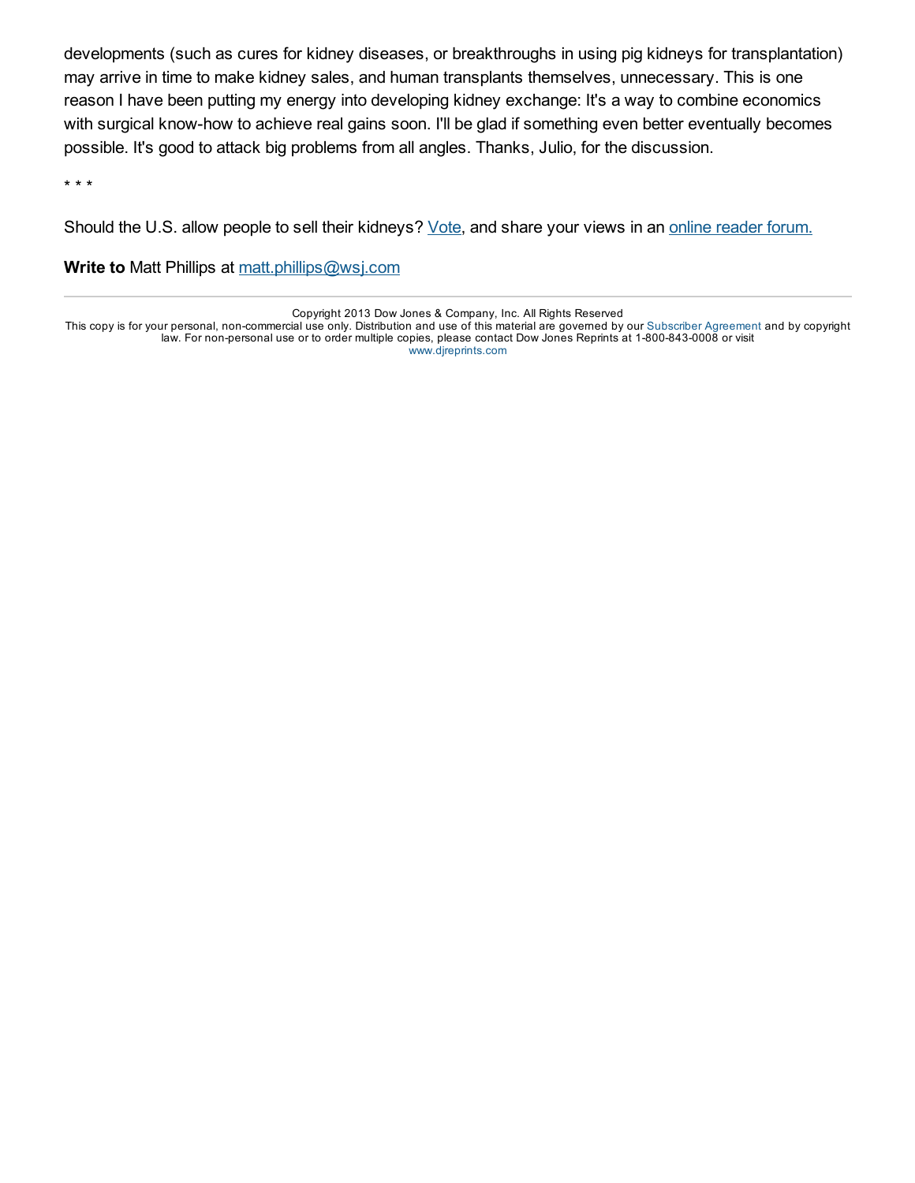developments (such as cures for kidney diseases, or breakthroughs in using pig kidneys for transplantation) may arrive in time to make kidney sales, and human transplants themselves, unnecessary. This is one reason I have been putting my energy into developing kidney exchange: It's a way to combine economics with surgical know-how to achieve real gains soon. I'll be glad if something even better eventually becomes possible. It's good to attack big problems from all angles. Thanks, Julio, for the discussion.

* * *

Should the U.S. allow people to sell their kidneys? Vote, and share your views in an online reader forum.

**Write to** Matt Phillips at matt.phillips@wsj.com

---

Copyright 2013 Dow Jones & Company, Inc. All Rights Reserved
This copy is for your personal, non-commercial use only. Distribution and use of this material are governed by our Subscriber Agreement and by copyright law. For non-personal use or to order multiple copies, please contact Dow Jones Reprints at 1-800-843-0008 or visit www.djreprints.com